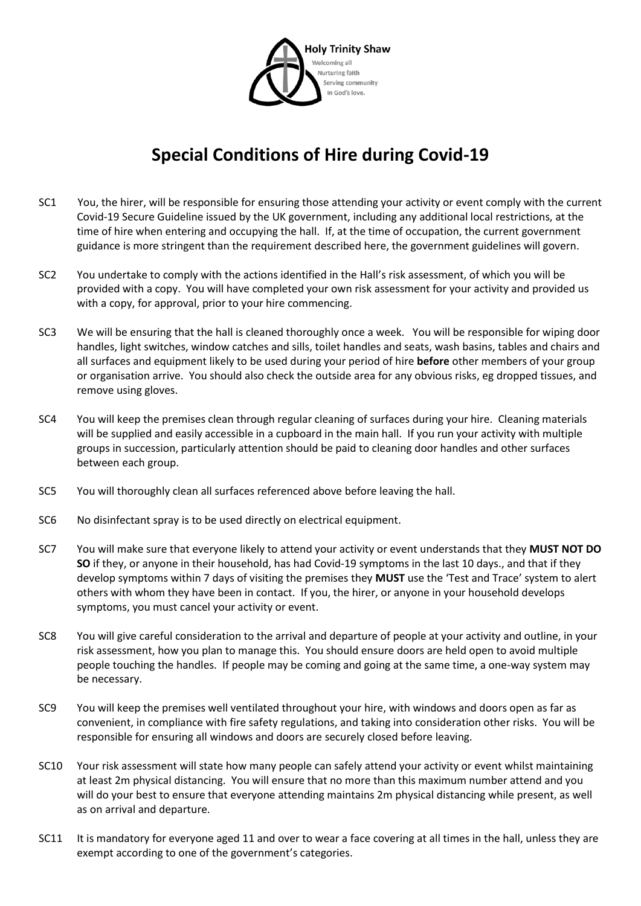Holy Trinity Shaw

Welcoming all
Nurturing faith
Serving community
In God's love.

# Special Conditions of Hire during Covid-19

SC1 You, the hirer, will be responsible for ensuring those attending your activity or event comply with the current Covid-19 Secure Guideline issued by the UK government, including any additional local restrictions, at the time of hire when entering and occupying the hall. If, at the time of occupation, the current government guidance is more stringent than the requirement described here, the government guidelines will govern.

SC2 You undertake to comply with the actions identified in the Hall's risk assessment, of which you will be provided with a copy. You will have completed your own risk assessment for your activity and provided us with a copy, for approval, prior to your hire commencing.

SC3 We will be ensuring that the hall is cleaned thoroughly once a week. You will be responsible for wiping door handles, light switches, window catches and sills, toilet handles and seats, wash basins, tables and chairs and all surfaces and equipment likely to be used during your period of hire **before** other members of your group or organisation arrive. You should also check the outside area for any obvious risks, eg dropped tissues, and remove using gloves.

SC4 You will keep the premises clean through regular cleaning of surfaces during your hire. Cleaning materials will be supplied and easily accessible in a cupboard in the main hall. If you run your activity with multiple groups in succession, particularly attention should be paid to cleaning door handles and other surfaces between each group.

SC5 You will thoroughly clean all surfaces referenced above before leaving the hall.

SC6 No disinfectant spray is to be used directly on electrical equipment.

SC7 You will make sure that everyone likely to attend your activity or event understands that they **MUST NOT DO SO** if they, or anyone in their household, has had Covid-19 symptoms in the last 10 days., and that if they develop symptoms within 7 days of visiting the premises they **MUST** use the 'Test and Trace' system to alert others with whom they have been in contact. If you, the hirer, or anyone in your household develops symptoms, you must cancel your activity or event.

SC8 You will give careful consideration to the arrival and departure of people at your activity and outline, in your risk assessment, how you plan to manage this. You should ensure doors are held open to avoid multiple people touching the handles. If people may be coming and going at the same time, a one-way system may be necessary.

SC9 You will keep the premises well ventilated throughout your hire, with windows and doors open as far as convenient, in compliance with fire safety regulations, and taking into consideration other risks. You will be responsible for ensuring all windows and doors are securely closed before leaving.

SC10 Your risk assessment will state how many people can safely attend your activity or event whilst maintaining at least 2m physical distancing. You will ensure that no more than this maximum number attend and you will do your best to ensure that everyone attending maintains 2m physical distancing while present, as well as on arrival and departure.

SC11 It is mandatory for everyone aged 11 and over to wear a face covering at all times in the hall, unless they are exempt according to one of the government's categories.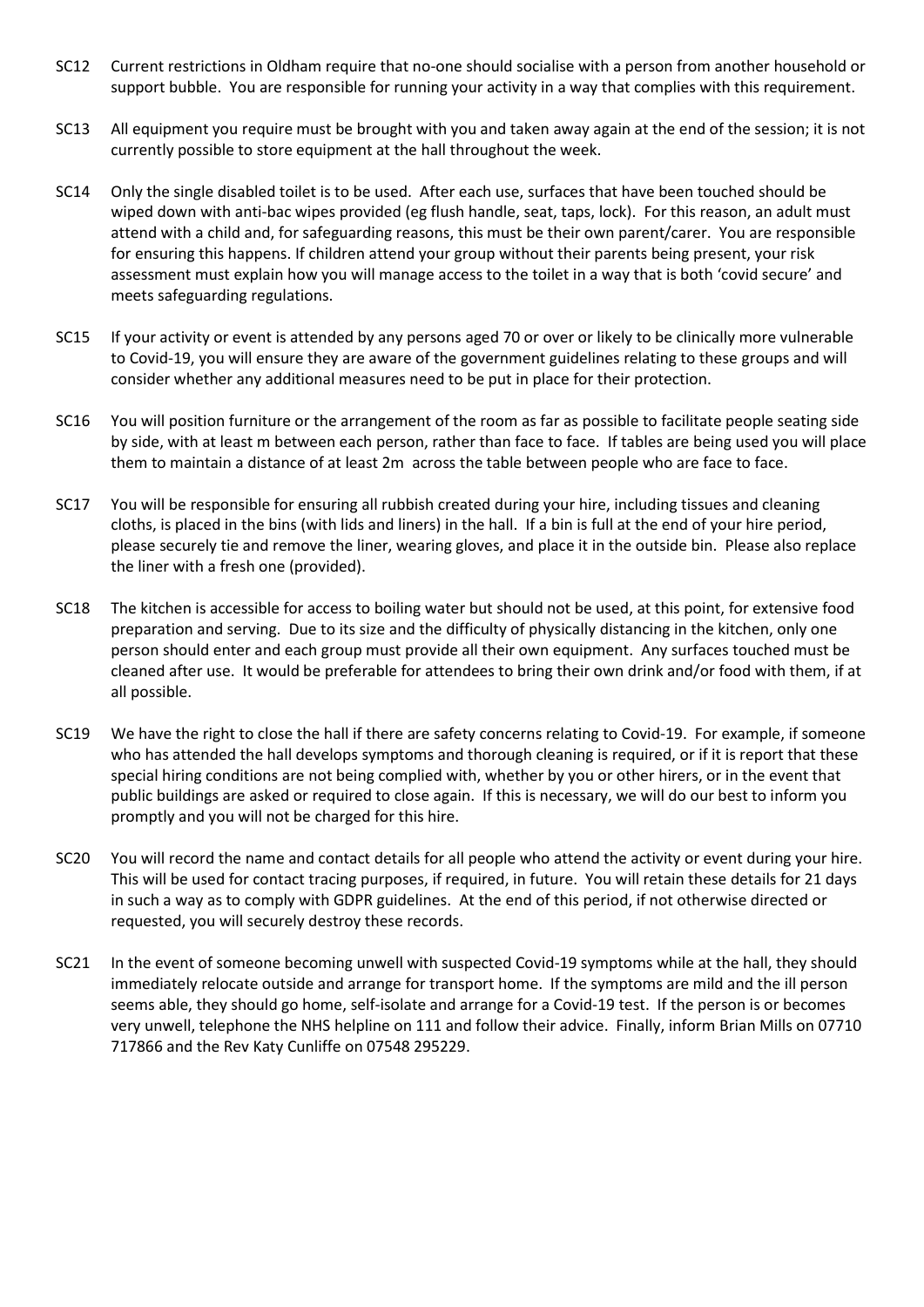SC12 Current restrictions in Oldham require that no-one should socialise with a person from another household or support bubble. You are responsible for running your activity in a way that complies with this requirement.

SC13 All equipment you require must be brought with you and taken away again at the end of the session; it is not currently possible to store equipment at the hall throughout the week.

SC14 Only the single disabled toilet is to be used. After each use, surfaces that have been touched should be wiped down with anti-bac wipes provided (eg flush handle, seat, taps, lock). For this reason, an adult must attend with a child and, for safeguarding reasons, this must be their own parent/carer. You are responsible for ensuring this happens. If children attend your group without their parents being present, your risk assessment must explain how you will manage access to the toilet in a way that is both 'covid secure' and meets safeguarding regulations.

SC15 If your activity or event is attended by any persons aged 70 or over or likely to be clinically more vulnerable to Covid-19, you will ensure they are aware of the government guidelines relating to these groups and will consider whether any additional measures need to be put in place for their protection.

SC16 You will position furniture or the arrangement of the room as far as possible to facilitate people seating side by side, with at least m between each person, rather than face to face. If tables are being used you will place them to maintain a distance of at least 2m across the table between people who are face to face.

SC17 You will be responsible for ensuring all rubbish created during your hire, including tissues and cleaning cloths, is placed in the bins (with lids and liners) in the hall. If a bin is full at the end of your hire period, please securely tie and remove the liner, wearing gloves, and place it in the outside bin. Please also replace the liner with a fresh one (provided).

SC18 The kitchen is accessible for access to boiling water but should not be used, at this point, for extensive food preparation and serving. Due to its size and the difficulty of physically distancing in the kitchen, only one person should enter and each group must provide all their own equipment. Any surfaces touched must be cleaned after use. It would be preferable for attendees to bring their own drink and/or food with them, if at all possible.

SC19 We have the right to close the hall if there are safety concerns relating to Covid-19. For example, if someone who has attended the hall develops symptoms and thorough cleaning is required, or if it is report that these special hiring conditions are not being complied with, whether by you or other hirers, or in the event that public buildings are asked or required to close again. If this is necessary, we will do our best to inform you promptly and you will not be charged for this hire.

SC20 You will record the name and contact details for all people who attend the activity or event during your hire. This will be used for contact tracing purposes, if required, in future. You will retain these details for 21 days in such a way as to comply with GDPR guidelines. At the end of this period, if not otherwise directed or requested, you will securely destroy these records.

SC21 In the event of someone becoming unwell with suspected Covid-19 symptoms while at the hall, they should immediately relocate outside and arrange for transport home. If the symptoms are mild and the ill person seems able, they should go home, self-isolate and arrange for a Covid-19 test. If the person is or becomes very unwell, telephone the NHS helpline on 111 and follow their advice. Finally, inform Brian Mills on 07710 717866 and the Rev Katy Cunliffe on 07548 295229.